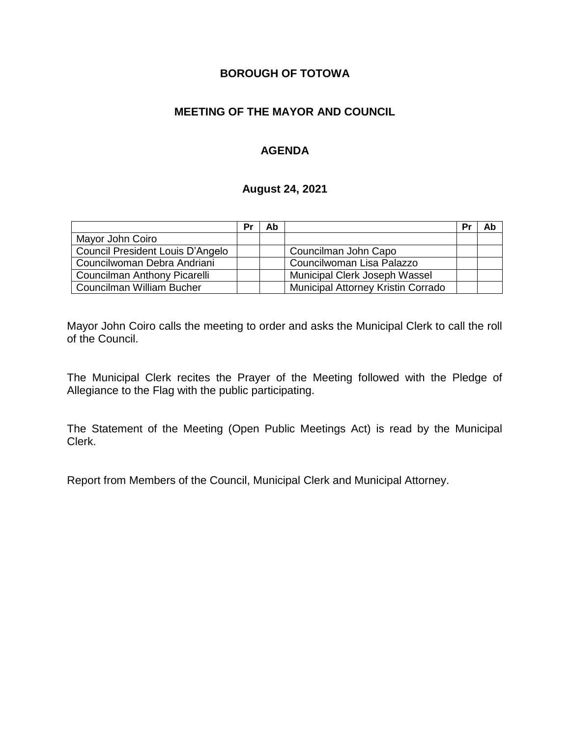# BOROUGH OF TOTOWA

## MEETING OF THE MAYOR AND COUNCIL

### AGENDA

### August 24, 2021

| | Pr | Ab | | Pr | Ab |
|---|---|---|---|---|---|
| Mayor John Coiro | | | | | |
| Council President Louis D'Angelo | | | Councilman John Capo | | |
| Councilwoman Debra Andriani | | | Councilwoman Lisa Palazzo | | |
| Councilman Anthony Picarelli | | | Municipal Clerk Joseph Wassel | | |
| Councilman William Bucher | | | Municipal Attorney Kristin Corrado | | |

Mayor John Coiro calls the meeting to order and asks the Municipal Clerk to call the roll of the Council.

The Municipal Clerk recites the Prayer of the Meeting followed with the Pledge of Allegiance to the Flag with the public participating.

The Statement of the Meeting (Open Public Meetings Act) is read by the Municipal Clerk.

Report from Members of the Council, Municipal Clerk and Municipal Attorney.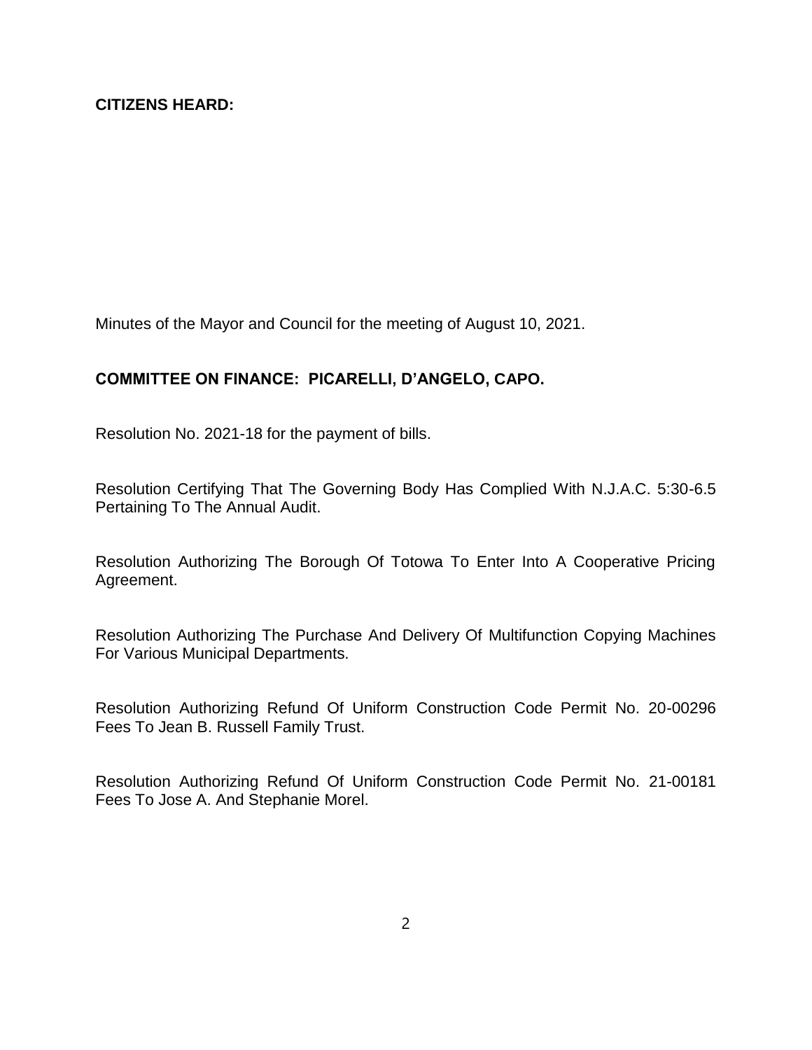**CITIZENS HEARD:**

Minutes of the Mayor and Council for the meeting of August 10, 2021.

**COMMITTEE ON FINANCE: PICARELLI, D'ANGELO, CAPO.**

Resolution No. 2021-18 for the payment of bills.

Resolution Certifying That The Governing Body Has Complied With N.J.A.C. 5:30-6.5 Pertaining To The Annual Audit.

Resolution Authorizing The Borough Of Totowa To Enter Into A Cooperative Pricing Agreement.

Resolution Authorizing The Purchase And Delivery Of Multifunction Copying Machines For Various Municipal Departments.

Resolution Authorizing Refund Of Uniform Construction Code Permit No. 20-00296 Fees To Jean B. Russell Family Trust.

Resolution Authorizing Refund Of Uniform Construction Code Permit No. 21-00181 Fees To Jose A. And Stephanie Morel.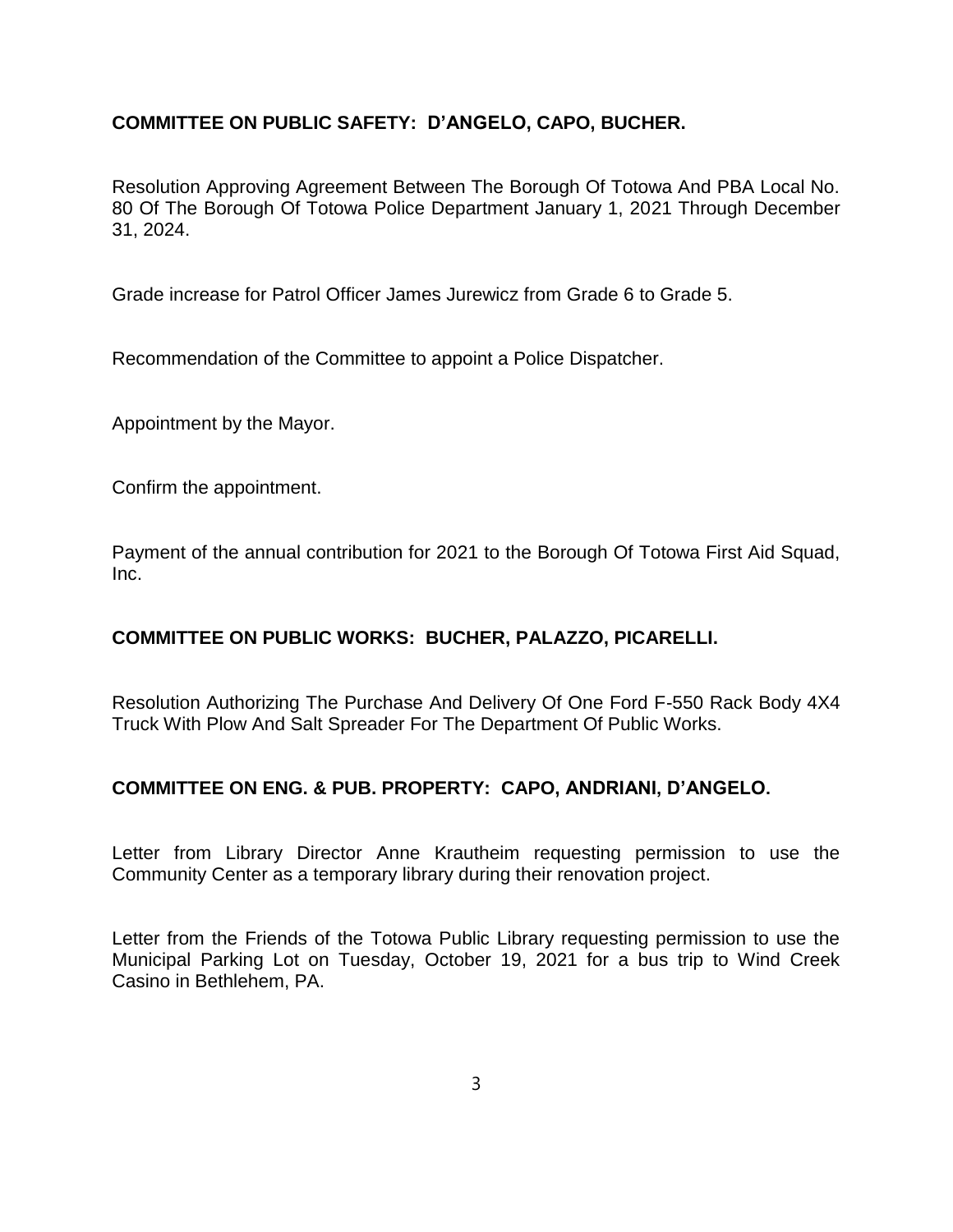**COMMITTEE ON PUBLIC SAFETY: D'ANGELO, CAPO, BUCHER.**

Resolution Approving Agreement Between The Borough Of Totowa And PBA Local No. 80 Of The Borough Of Totowa Police Department January 1, 2021 Through December 31, 2024.

Grade increase for Patrol Officer James Jurewicz from Grade 6 to Grade 5.

Recommendation of the Committee to appoint a Police Dispatcher.

Appointment by the Mayor.

Confirm the appointment.

Payment of the annual contribution for 2021 to the Borough Of Totowa First Aid Squad, Inc.

**COMMITTEE ON PUBLIC WORKS: BUCHER, PALAZZO, PICARELLI.**

Resolution Authorizing The Purchase And Delivery Of One Ford F-550 Rack Body 4X4 Truck With Plow And Salt Spreader For The Department Of Public Works.

**COMMITTEE ON ENG. & PUB. PROPERTY: CAPO, ANDRIANI, D'ANGELO.**

Letter from Library Director Anne Krautheim requesting permission to use the Community Center as a temporary library during their renovation project.

Letter from the Friends of the Totowa Public Library requesting permission to use the Municipal Parking Lot on Tuesday, October 19, 2021 for a bus trip to Wind Creek Casino in Bethlehem, PA.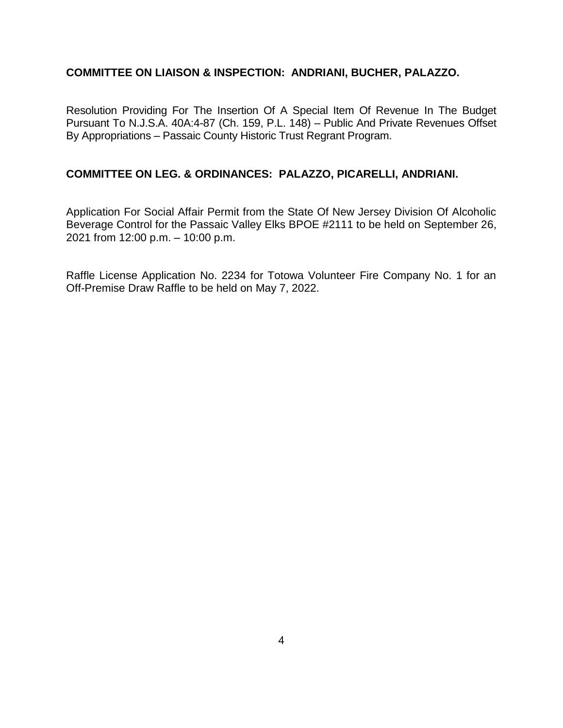**COMMITTEE ON LIAISON & INSPECTION: ANDRIANI, BUCHER, PALAZZO.**

Resolution Providing For The Insertion Of A Special Item Of Revenue In The Budget Pursuant To N.J.S.A. 40A:4-87 (Ch. 159, P.L. 148) – Public And Private Revenues Offset By Appropriations – Passaic County Historic Trust Regrant Program.

**COMMITTEE ON LEG. & ORDINANCES: PALAZZO, PICARELLI, ANDRIANI.**

Application For Social Affair Permit from the State Of New Jersey Division Of Alcoholic Beverage Control for the Passaic Valley Elks BPOE #2111 to be held on September 26, 2021 from 12:00 p.m. – 10:00 p.m.

Raffle License Application No. 2234 for Totowa Volunteer Fire Company No. 1 for an Off-Premise Draw Raffle to be held on May 7, 2022.